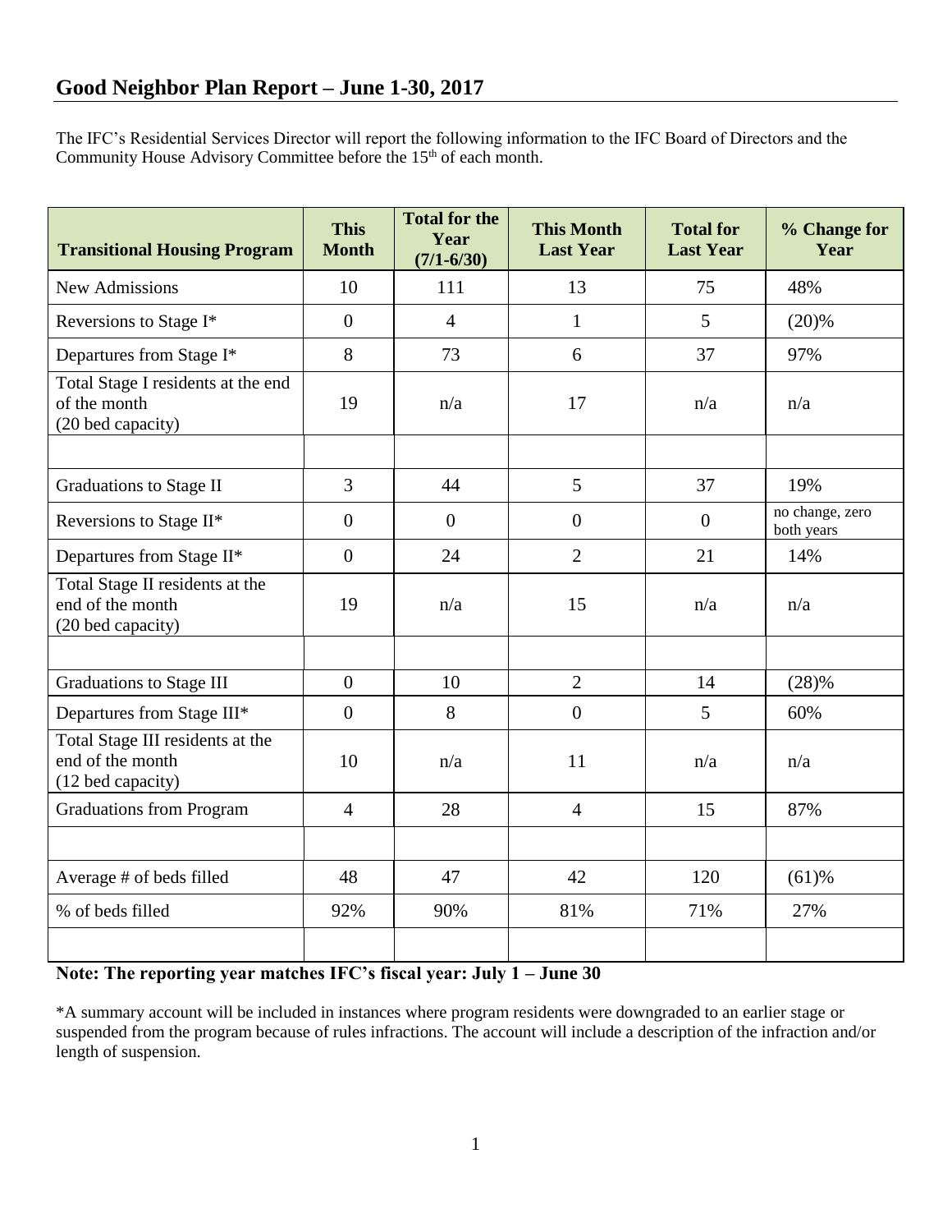## Good Neighbor Plan Report – June 1-30, 2017

The IFC's Residential Services Director will report the following information to the IFC Board of Directors and the Community House Advisory Committee before the 15th of each month.

| Transitional Housing Program | This Month | Total for the Year (7/1-6/30) | This Month Last Year | Total for Last Year | % Change for Year |
|---|---|---|---|---|---|
| New Admissions | 10 | 111 | 13 | 75 | 48% |
| Reversions to Stage I* | 0 | 4 | 1 | 5 | (20)% |
| Departures from Stage I* | 8 | 73 | 6 | 37 | 97% |
| Total Stage I residents at the end of the month (20 bed capacity) | 19 | n/a | 17 | n/a | n/a |
| | | | | | |
| Graduations to Stage II | 3 | 44 | 5 | 37 | 19% |
| Reversions to Stage II* | 0 | 0 | 0 | 0 | no change, zero both years |
| Departures from Stage II* | 0 | 24 | 2 | 21 | 14% |
| Total Stage II residents at the end of the month (20 bed capacity) | 19 | n/a | 15 | n/a | n/a |
| | | | | | |
| Graduations to Stage III | 0 | 10 | 2 | 14 | (28)% |
| Departures from Stage III* | 0 | 8 | 0 | 5 | 60% |
| Total Stage III residents at the end of the month (12 bed capacity) | 10 | n/a | 11 | n/a | n/a |
| Graduations from Program | 4 | 28 | 4 | 15 | 87% |
| | | | | | |
| Average # of beds filled | 48 | 47 | 42 | 120 | (61)% |
| % of beds filled | 92% | 90% | 81% | 71% | 27% |
| | | | | | |

**Note: The reporting year matches IFC's fiscal year: July 1 – June 30**

*A summary account will be included in instances where program residents were downgraded to an earlier stage or suspended from the program because of rules infractions. The account will include a description of the infraction and/or length of suspension.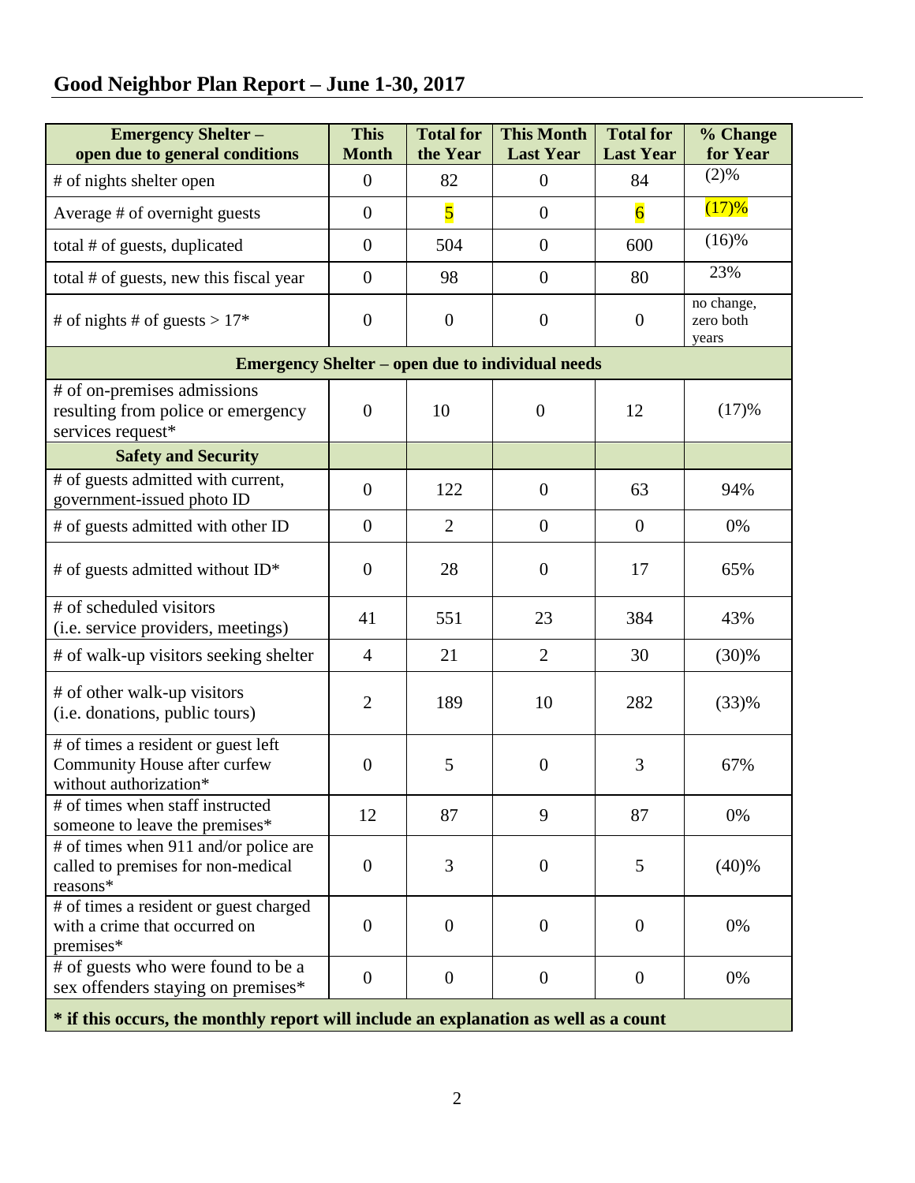## Good Neighbor Plan Report – June 1-30, 2017

| Emergency Shelter – open due to general conditions | This Month | Total for the Year | This Month Last Year | Total for Last Year | % Change for Year |
|---|---|---|---|---|---|
| # of nights shelter open | 0 | 82 | 0 | 84 | (2)% |
| Average # of overnight guests | 0 | 5 | 0 | 6 | (17)% |
| total # of guests, duplicated | 0 | 504 | 0 | 600 | (16)% |
| total # of guests, new this fiscal year | 0 | 98 | 0 | 80 | 23% |
| # of nights # of guests > 17* | 0 | 0 | 0 | 0 | no change, zero both years |
| **Emergency Shelter – open due to individual needs** | | | | | |
| # of on-premises admissions resulting from police or emergency services request* | 0 | 10 | 0 | 12 | (17)% |
| **Safety and Security** | | | | | |
| # of guests admitted with current, government-issued photo ID | 0 | 122 | 0 | 63 | 94% |
| # of guests admitted with other ID | 0 | 2 | 0 | 0 | 0% |
| # of guests admitted without ID* | 0 | 28 | 0 | 17 | 65% |
| # of scheduled visitors (i.e. service providers, meetings) | 41 | 551 | 23 | 384 | 43% |
| # of walk-up visitors seeking shelter | 4 | 21 | 2 | 30 | (30)% |
| # of other walk-up visitors (i.e. donations, public tours) | 2 | 189 | 10 | 282 | (33)% |
| # of times a resident or guest left Community House after curfew without authorization* | 0 | 5 | 0 | 3 | 67% |
| # of times when staff instructed someone to leave the premises* | 12 | 87 | 9 | 87 | 0% |
| # of times when 911 and/or police are called to premises for non-medical reasons* | 0 | 3 | 0 | 5 | (40)% |
| # of times a resident or guest charged with a crime that occurred on premises* | 0 | 0 | 0 | 0 | 0% |
| # of guests who were found to be a sex offenders staying on premises* | 0 | 0 | 0 | 0 | 0% |

**\* if this occurs, the monthly report will include an explanation as well as a count**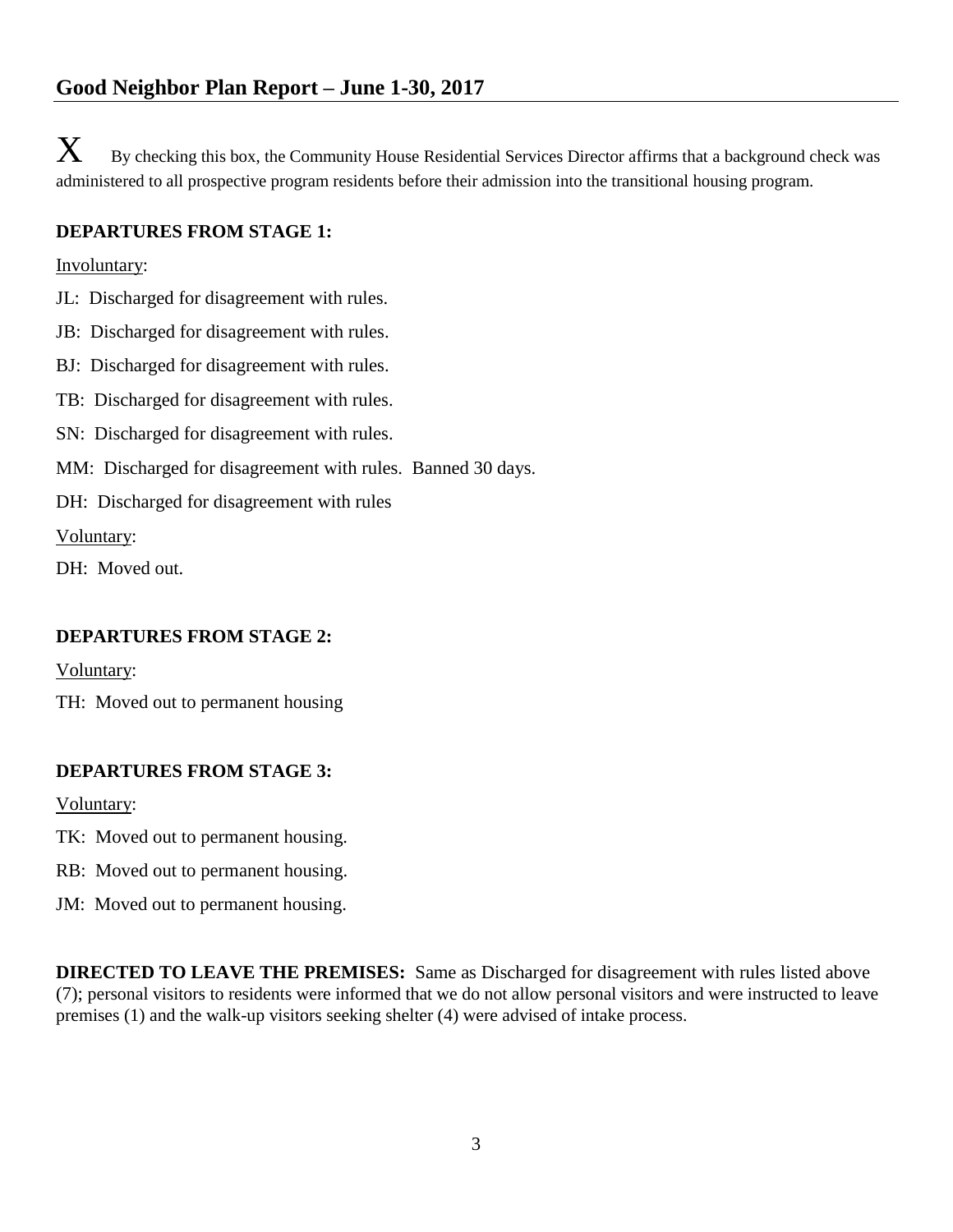## Good Neighbor Plan Report – June 1-30, 2017

X By checking this box, the Community House Residential Services Director affirms that a background check was administered to all prospective program residents before their admission into the transitional housing program.

**DEPARTURES FROM STAGE 1:**

Involuntary:

JL: Discharged for disagreement with rules.

JB: Discharged for disagreement with rules.

BJ: Discharged for disagreement with rules.

TB: Discharged for disagreement with rules.

SN: Discharged for disagreement with rules.

MM: Discharged for disagreement with rules. Banned 30 days.

DH: Discharged for disagreement with rules

Voluntary:

DH: Moved out.

**DEPARTURES FROM STAGE 2:**

Voluntary:

TH: Moved out to permanent housing

**DEPARTURES FROM STAGE 3:**

Voluntary:

TK: Moved out to permanent housing.

RB: Moved out to permanent housing.

JM: Moved out to permanent housing.

**DIRECTED TO LEAVE THE PREMISES:** Same as Discharged for disagreement with rules listed above (7); personal visitors to residents were informed that we do not allow personal visitors and were instructed to leave premises (1) and the walk-up visitors seeking shelter (4) were advised of intake process.